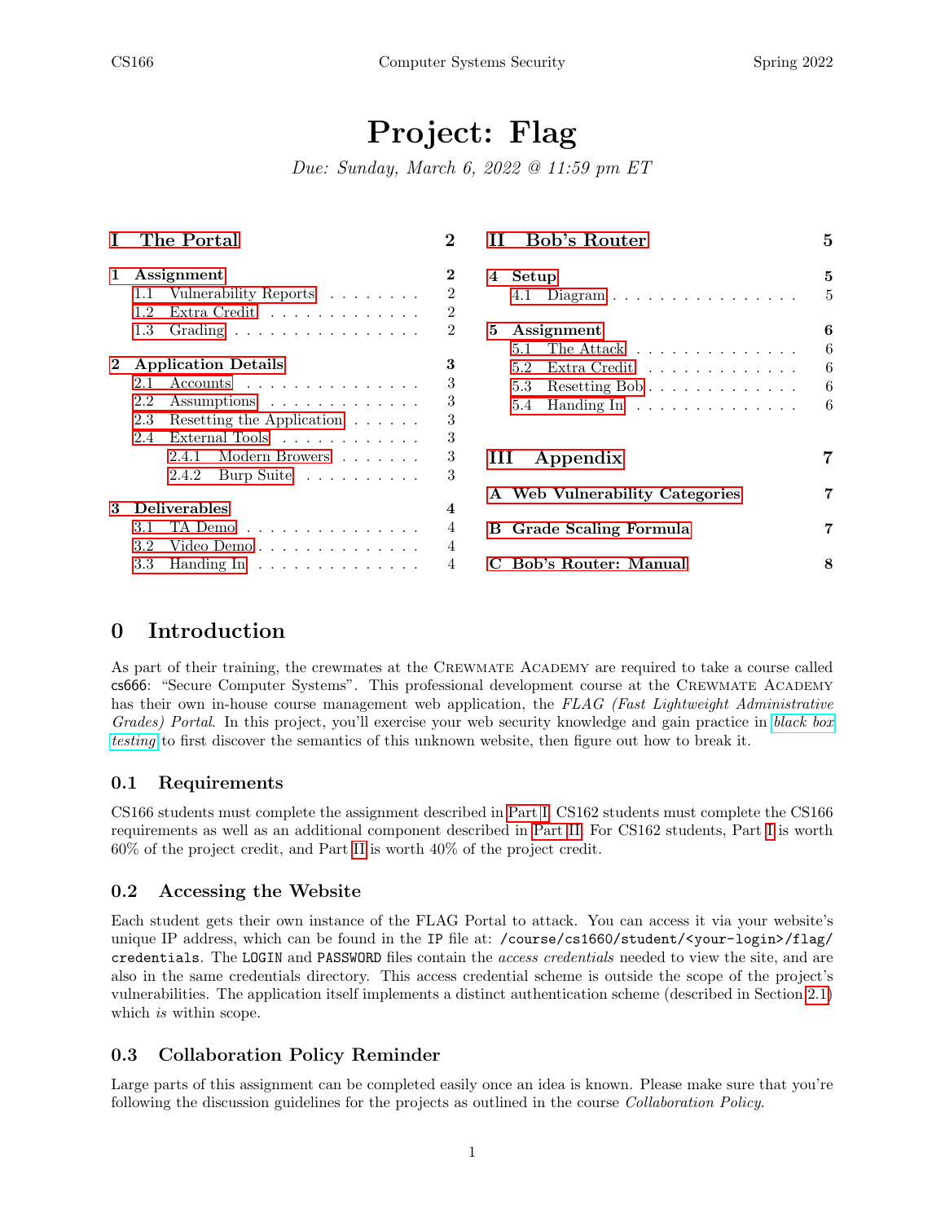# Project: Flag

*Due: Sunday, March 6, 2022 @ 11:59 pm ET*

**I The Portal** — 2

**1 Assignment** — 2
- 1.1 Vulnerability Reports — 2
- 1.2 Extra Credit — 2
- 1.3 Grading — 2

**2 Application Details** — 3
- 2.1 Accounts — 3
- 2.2 Assumptions — 3
- 2.3 Resetting the Application — 3
- 2.4 External Tools — 3
  - 2.4.1 Modern Browers — 3
  - 2.4.2 Burp Suite — 3

**3 Deliverables** — 4
- 3.1 TA Demo — 4
- 3.2 Video Demo — 4
- 3.3 Handing In — 4

**II Bob's Router** — 5

**4 Setup** — 5
- 4.1 Diagram — 5

**5 Assignment** — 6
- 5.1 The Attack — 6
- 5.2 Extra Credit — 6
- 5.3 Resetting Bob — 6
- 5.4 Handing In — 6

**III Appendix** — 7

**A Web Vulnerability Categories** — 7

**B Grade Scaling Formula** — 7

**C Bob's Router: Manual** — 8

## 0 Introduction

As part of their training, the crewmates at the Crewmate Academy are required to take a course called cs666: "Secure Computer Systems". This professional development course at the Crewmate Academy has their own in-house course management web application, the *FLAG (Fast Lightweight Administrative Grades) Portal*. In this project, you'll exercise your web security knowledge and gain practice in *black box testing* to first discover the semantics of this unknown website, then figure out how to break it.

### 0.1 Requirements

CS166 students must complete the assignment described in Part I. CS162 students must complete the CS166 requirements as well as an additional component described in Part II. For CS162 students, Part I is worth 60% of the project credit, and Part II is worth 40% of the project credit.

### 0.2 Accessing the Website

Each student gets their own instance of the FLAG Portal to attack. You can access it via your website's unique IP address, which can be found in the `IP` file at: `/course/cs1660/student/<your-login>/flag/credentials`. The `LOGIN` and `PASSWORD` files contain the *access credentials* needed to view the site, and are also in the same credentials directory. This access credential scheme is outside the scope of the project's vulnerabilities. The application itself implements a distinct authentication scheme (described in Section 2.1) which *is* within scope.

### 0.3 Collaboration Policy Reminder

Large parts of this assignment can be completed easily once an idea is known. Please make sure that you're following the discussion guidelines for the projects as outlined in the course *Collaboration Policy*.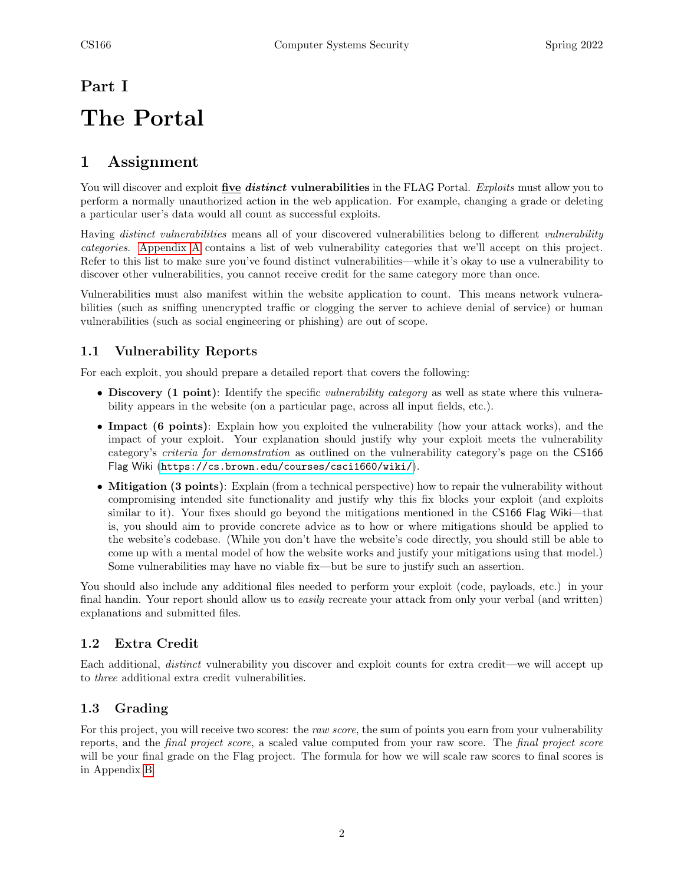# Part I

# The Portal

## 1 Assignment

You will discover and exploit **five** ***distinct*** **vulnerabilities** in the FLAG Portal. *Exploits* must allow you to perform a normally unauthorized action in the web application. For example, changing a grade or deleting a particular user's data would all count as successful exploits.

Having *distinct vulnerabilities* means all of your discovered vulnerabilities belong to different *vulnerability categories*. Appendix A contains a list of web vulnerability categories that we'll accept on this project. Refer to this list to make sure you've found distinct vulnerabilities—while it's okay to use a vulnerability to discover other vulnerabilities, you cannot receive credit for the same category more than once.

Vulnerabilities must also manifest within the website application to count. This means network vulnerabilities (such as sniffing unencrypted traffic or clogging the server to achieve denial of service) or human vulnerabilities (such as social engineering or phishing) are out of scope.

### 1.1 Vulnerability Reports

For each exploit, you should prepare a detailed report that covers the following:

- **Discovery (1 point)**: Identify the specific *vulnerability category* as well as state where this vulnerability appears in the website (on a particular page, across all input fields, etc.).
- **Impact (6 points)**: Explain how you exploited the vulnerability (how your attack works), and the impact of your exploit. Your explanation should justify why your exploit meets the vulnerability category's *criteria for demonstration* as outlined on the vulnerability category's page on the CS166 Flag Wiki (https://cs.brown.edu/courses/csci1660/wiki/).
- **Mitigation (3 points)**: Explain (from a technical perspective) how to repair the vulnerability without compromising intended site functionality and justify why this fix blocks your exploit (and exploits similar to it). Your fixes should go beyond the mitigations mentioned in the CS166 Flag Wiki—that is, you should aim to provide concrete advice as to how or where mitigations should be applied to the website's codebase. (While you don't have the website's code directly, you should still be able to come up with a mental model of how the website works and justify your mitigations using that model.) Some vulnerabilities may have no viable fix—but be sure to justify such an assertion.

You should also include any additional files needed to perform your exploit (code, payloads, etc.) in your final handin. Your report should allow us to *easily* recreate your attack from only your verbal (and written) explanations and submitted files.

### 1.2 Extra Credit

Each additional, *distinct* vulnerability you discover and exploit counts for extra credit—we will accept up to *three* additional extra credit vulnerabilities.

### 1.3 Grading

For this project, you will receive two scores: the *raw score*, the sum of points you earn from your vulnerability reports, and the *final project score*, a scaled value computed from your raw score. The *final project score* will be your final grade on the Flag project. The formula for how we will scale raw scores to final scores is in Appendix B.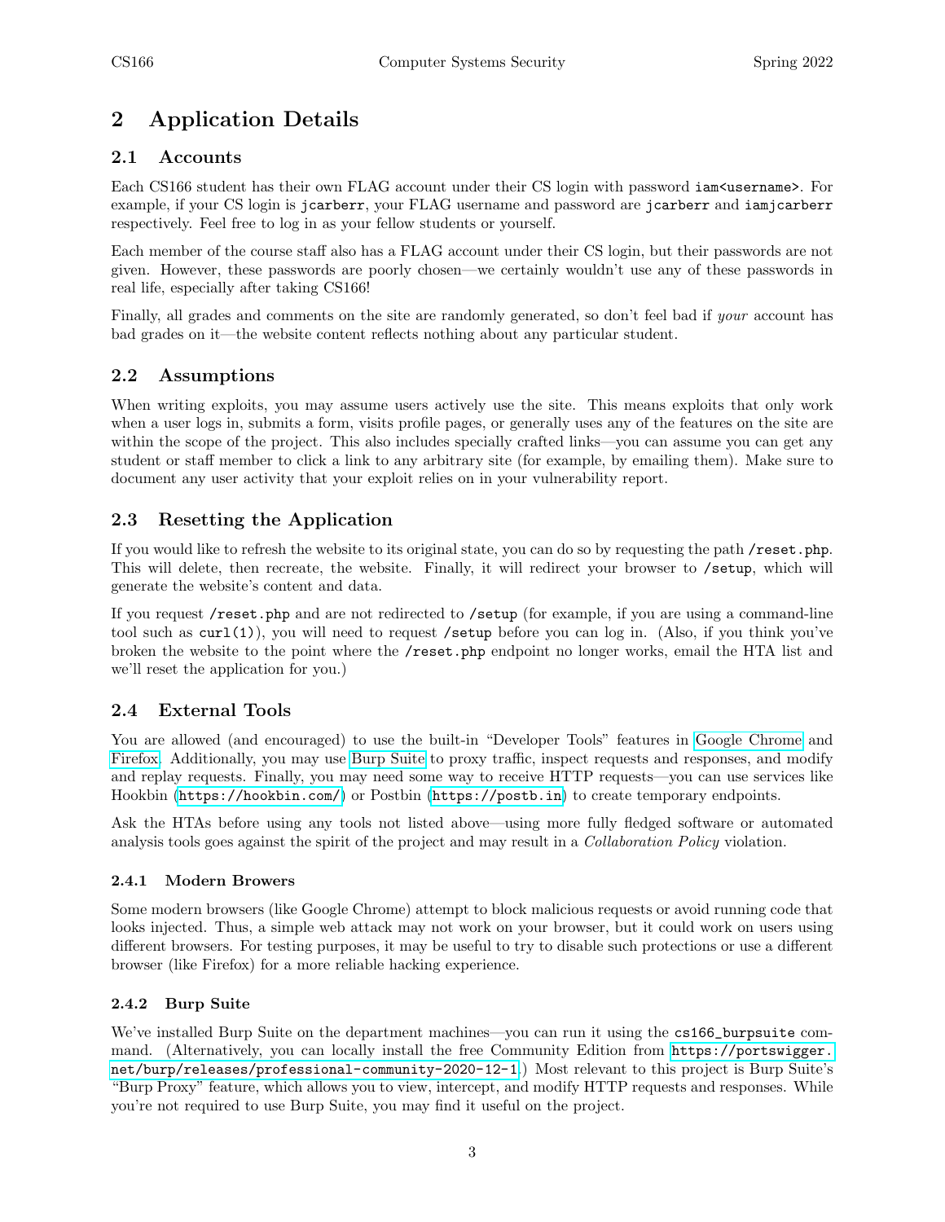# 2 Application Details

## 2.1 Accounts

Each CS166 student has their own FLAG account under their CS login with password `iam<username>`. For example, if your CS login is `jcarberr`, your FLAG username and password are `jcarberr` and `iamjcarberr` respectively. Feel free to log in as your fellow students or yourself.

Each member of the course staff also has a FLAG account under their CS login, but their passwords are not given. However, these passwords are poorly chosen—we certainly wouldn't use any of these passwords in real life, especially after taking CS166!

Finally, all grades and comments on the site are randomly generated, so don't feel bad if *your* account has bad grades on it—the website content reflects nothing about any particular student.

## 2.2 Assumptions

When writing exploits, you may assume users actively use the site. This means exploits that only work when a user logs in, submits a form, visits profile pages, or generally uses any of the features on the site are within the scope of the project. This also includes specially crafted links—you can assume you can get any student or staff member to click a link to any arbitrary site (for example, by emailing them). Make sure to document any user activity that your exploit relies on in your vulnerability report.

## 2.3 Resetting the Application

If you would like to refresh the website to its original state, you can do so by requesting the path `/reset.php`. This will delete, then recreate, the website. Finally, it will redirect your browser to `/setup`, which will generate the website's content and data.

If you request `/reset.php` and are not redirected to `/setup` (for example, if you are using a command-line tool such as `curl(1)`), you will need to request `/setup` before you can log in. (Also, if you think you've broken the website to the point where the `/reset.php` endpoint no longer works, email the HTA list and we'll reset the application for you.)

## 2.4 External Tools

You are allowed (and encouraged) to use the built-in "Developer Tools" features in Google Chrome and Firefox. Additionally, you may use Burp Suite to proxy traffic, inspect requests and responses, and modify and replay requests. Finally, you may need some way to receive HTTP requests—you can use services like Hookbin (`https://hookbin.com/`) or Postbin (`https://postb.in`) to create temporary endpoints.

Ask the HTAs before using any tools not listed above—using more fully fledged software or automated analysis tools goes against the spirit of the project and may result in a *Collaboration Policy* violation.

### 2.4.1 Modern Browers

Some modern browsers (like Google Chrome) attempt to block malicious requests or avoid running code that looks injected. Thus, a simple web attack may not work on your browser, but it could work on users using different browsers. For testing purposes, it may be useful to try to disable such protections or use a different browser (like Firefox) for a more reliable hacking experience.

### 2.4.2 Burp Suite

We've installed Burp Suite on the department machines—you can run it using the `cs166_burpsuite` command. (Alternatively, you can locally install the free Community Edition from `https://portswigger.net/burp/releases/professional-community-2020-12-1`.) Most relevant to this project is Burp Suite's "Burp Proxy" feature, which allows you to view, intercept, and modify HTTP requests and responses. While you're not required to use Burp Suite, you may find it useful on the project.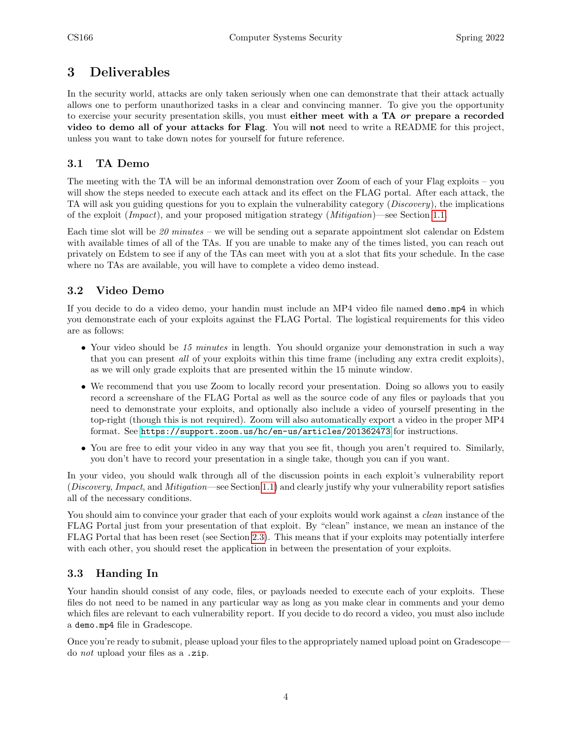# 3 Deliverables

In the security world, attacks are only taken seriously when one can demonstrate that their attack actually allows one to perform unauthorized tasks in a clear and convincing manner. To give you the opportunity to exercise your security presentation skills, you must **either meet with a TA *or* prepare a recorded video to demo all of your attacks for Flag**. You will **not** need to write a README for this project, unless you want to take down notes for yourself for future reference.

## 3.1 TA Demo

The meeting with the TA will be an informal demonstration over Zoom of each of your Flag exploits – you will show the steps needed to execute each attack and its effect on the FLAG portal. After each attack, the TA will ask you guiding questions for you to explain the vulnerability category (*Discovery*), the implications of the exploit (*Impact*), and your proposed mitigation strategy (*Mitigation*)—see Section 1.1.

Each time slot will be *20 minutes* – we will be sending out a separate appointment slot calendar on Edstem with available times of all of the TAs. If you are unable to make any of the times listed, you can reach out privately on Edstem to see if any of the TAs can meet with you at a slot that fits your schedule. In the case where no TAs are available, you will have to complete a video demo instead.

## 3.2 Video Demo

If you decide to do a video demo, your handin must include an MP4 video file named `demo.mp4` in which you demonstrate each of your exploits against the FLAG Portal. The logistical requirements for this video are as follows:

- Your video should be *15 minutes* in length. You should organize your demonstration in such a way that you can present *all* of your exploits within this time frame (including any extra credit exploits), as we will only grade exploits that are presented within the 15 minute window.
- We recommend that you use Zoom to locally record your presentation. Doing so allows you to easily record a screenshare of the FLAG Portal as well as the source code of any files or payloads that you need to demonstrate your exploits, and optionally also include a video of yourself presenting in the top-right (though this is not required). Zoom will also automatically export a video in the proper MP4 format. See `https://support.zoom.us/hc/en-us/articles/201362473` for instructions.
- You are free to edit your video in any way that you see fit, though you aren't required to. Similarly, you don't have to record your presentation in a single take, though you can if you want.

In your video, you should walk through all of the discussion points in each exploit's vulnerability report (*Discovery*, *Impact*, and *Mitigation*—see Section 1.1) and clearly justify why your vulnerability report satisfies all of the necessary conditions.

You should aim to convince your grader that each of your exploits would work against a *clean* instance of the FLAG Portal just from your presentation of that exploit. By "clean" instance, we mean an instance of the FLAG Portal that has been reset (see Section 2.3). This means that if your exploits may potentially interfere with each other, you should reset the application in between the presentation of your exploits.

## 3.3 Handing In

Your handin should consist of any code, files, or payloads needed to execute each of your exploits. These files do not need to be named in any particular way as long as you make clear in comments and your demo which files are relevant to each vulnerability report. If you decide to do record a video, you must also include a `demo.mp4` file in Gradescope.

Once you're ready to submit, please upload your files to the appropriately named upload point on Gradescope—do *not* upload your files as a `.zip`.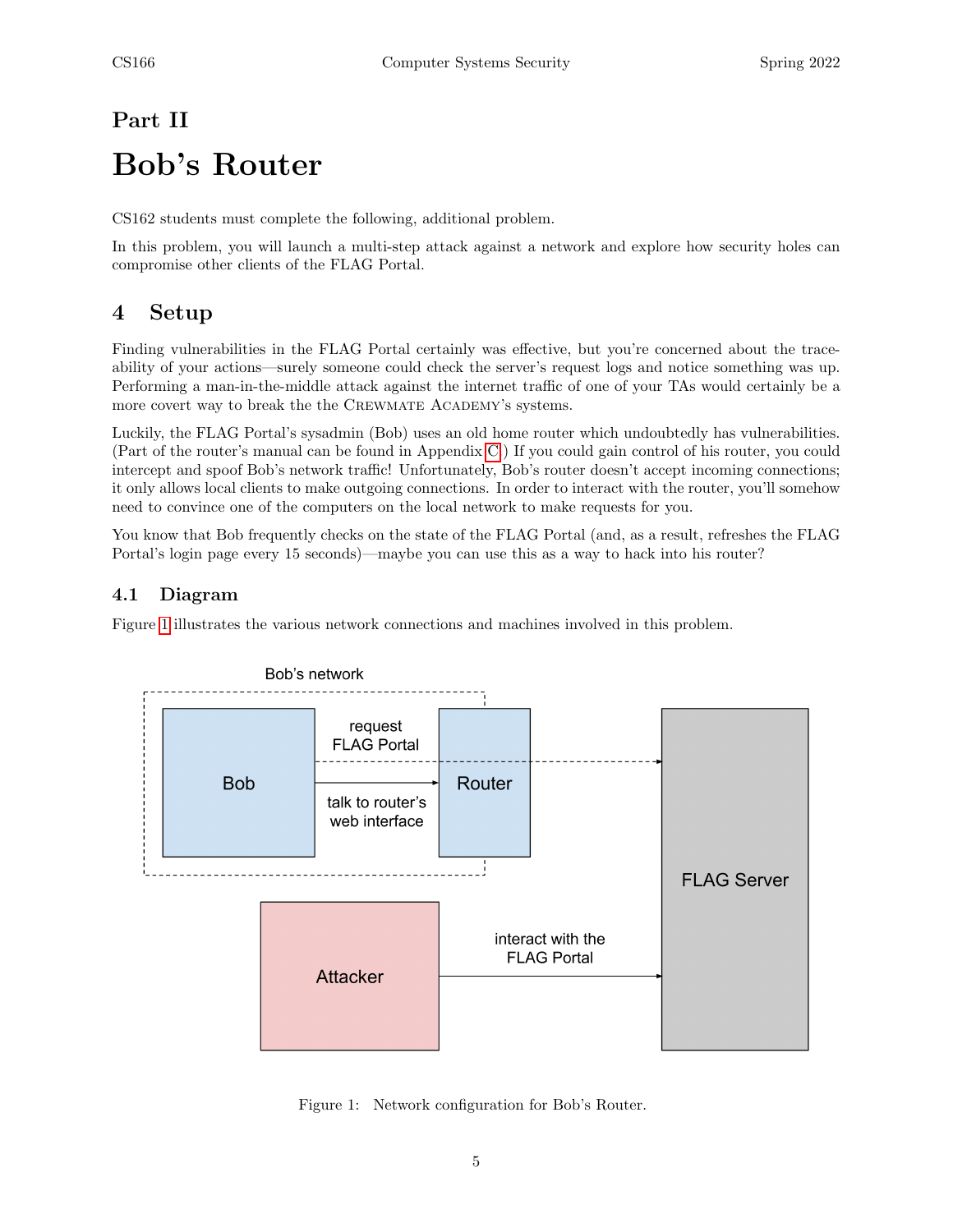# Part II

# Bob's Router

CS162 students must complete the following, additional problem.

In this problem, you will launch a multi-step attack against a network and explore how security holes can compromise other clients of the FLAG Portal.

## 4 Setup

Finding vulnerabilities in the FLAG Portal certainly was effective, but you're concerned about the traceability of your actions—surely someone could check the server's request logs and notice something was up. Performing a man-in-the-middle attack against the internet traffic of one of your TAs would certainly be a more covert way to break the the Crewmate Academy's systems.

Luckily, the FLAG Portal's sysadmin (Bob) uses an old home router which undoubtedly has vulnerabilities. (Part of the router's manual can be found in Appendix C.) If you could gain control of his router, you could intercept and spoof Bob's network traffic! Unfortunately, Bob's router doesn't accept incoming connections; it only allows local clients to make outgoing connections. In order to interact with the router, you'll somehow need to convince one of the computers on the local network to make requests for you.

You know that Bob frequently checks on the state of the FLAG Portal (and, as a result, refreshes the FLAG Portal's login page every 15 seconds)—maybe you can use this as a way to hack into his router?

### 4.1 Diagram

Figure 1 illustrates the various network connections and machines involved in this problem.

Bob's network

Bob — request FLAG Portal — Router — FLAG Server

Bob — talk to router's web interface — Router

Attacker — interact with the FLAG Portal — FLAG Server

Figure 1: Network configuration for Bob's Router.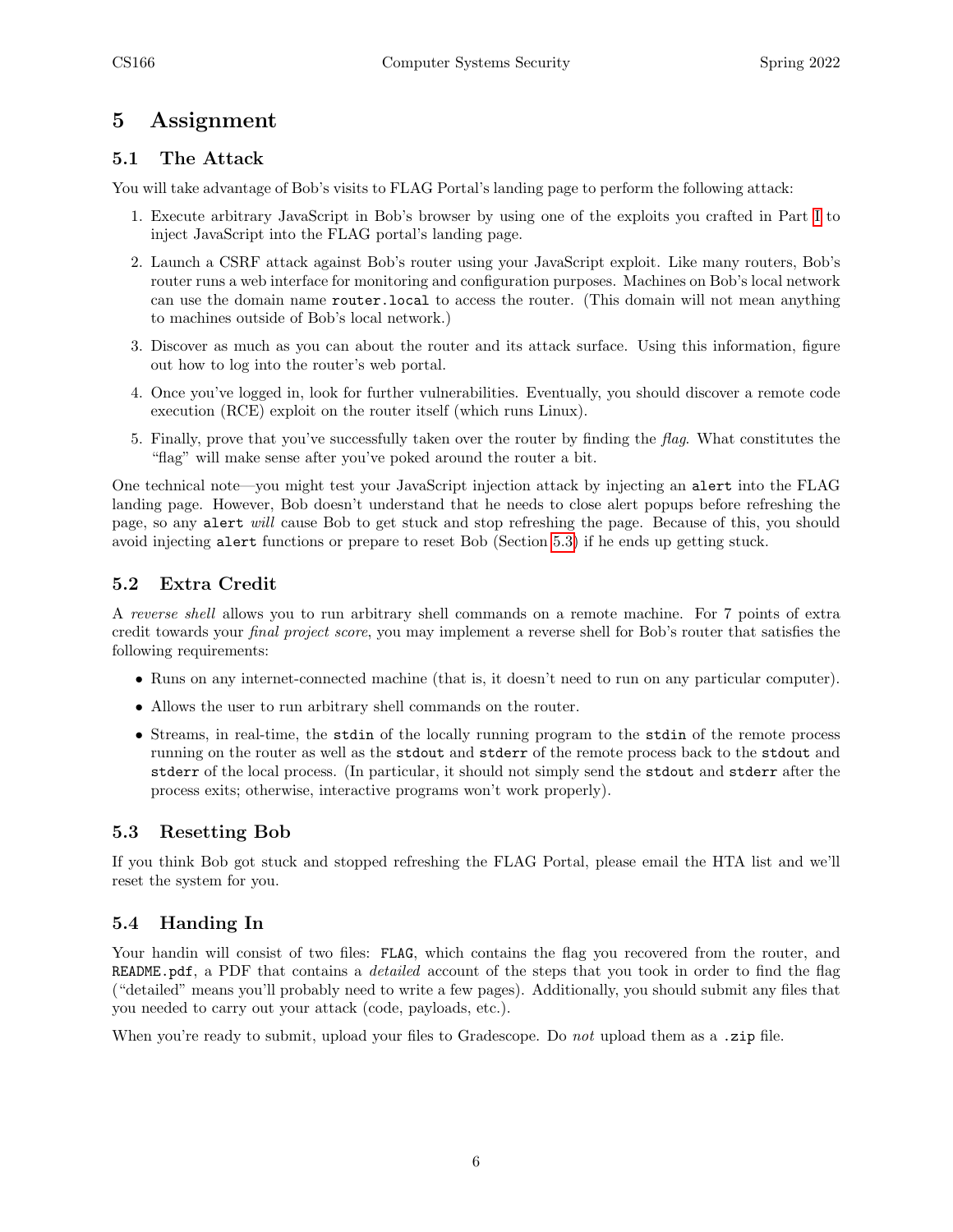# 5 Assignment

## 5.1 The Attack

You will take advantage of Bob's visits to FLAG Portal's landing page to perform the following attack:

1. Execute arbitrary JavaScript in Bob's browser by using one of the exploits you crafted in Part I to inject JavaScript into the FLAG portal's landing page.
2. Launch a CSRF attack against Bob's router using your JavaScript exploit. Like many routers, Bob's router runs a web interface for monitoring and configuration purposes. Machines on Bob's local network can use the domain name `router.local` to access the router. (This domain will not mean anything to machines outside of Bob's local network.)
3. Discover as much as you can about the router and its attack surface. Using this information, figure out how to log into the router's web portal.
4. Once you've logged in, look for further vulnerabilities. Eventually, you should discover a remote code execution (RCE) exploit on the router itself (which runs Linux).
5. Finally, prove that you've successfully taken over the router by finding the *flag*. What constitutes the "flag" will make sense after you've poked around the router a bit.

One technical note—you might test your JavaScript injection attack by injecting an `alert` into the FLAG landing page. However, Bob doesn't understand that he needs to close alert popups before refreshing the page, so any `alert` *will* cause Bob to get stuck and stop refreshing the page. Because of this, you should avoid injecting `alert` functions or prepare to reset Bob (Section 5.3) if he ends up getting stuck.

## 5.2 Extra Credit

A *reverse shell* allows you to run arbitrary shell commands on a remote machine. For 7 points of extra credit towards your *final project score*, you may implement a reverse shell for Bob's router that satisfies the following requirements:

- Runs on any internet-connected machine (that is, it doesn't need to run on any particular computer).
- Allows the user to run arbitrary shell commands on the router.
- Streams, in real-time, the `stdin` of the locally running program to the `stdin` of the remote process running on the router as well as the `stdout` and `stderr` of the remote process back to the `stdout` and `stderr` of the local process. (In particular, it should not simply send the `stdout` and `stderr` after the process exits; otherwise, interactive programs won't work properly).

## 5.3 Resetting Bob

If you think Bob got stuck and stopped refreshing the FLAG Portal, please email the HTA list and we'll reset the system for you.

## 5.4 Handing In

Your handin will consist of two files: `FLAG`, which contains the flag you recovered from the router, and `README.pdf`, a PDF that contains a *detailed* account of the steps that you took in order to find the flag ("detailed" means you'll probably need to write a few pages). Additionally, you should submit any files that you needed to carry out your attack (code, payloads, etc.).

When you're ready to submit, upload your files to Gradescope. Do *not* upload them as a `.zip` file.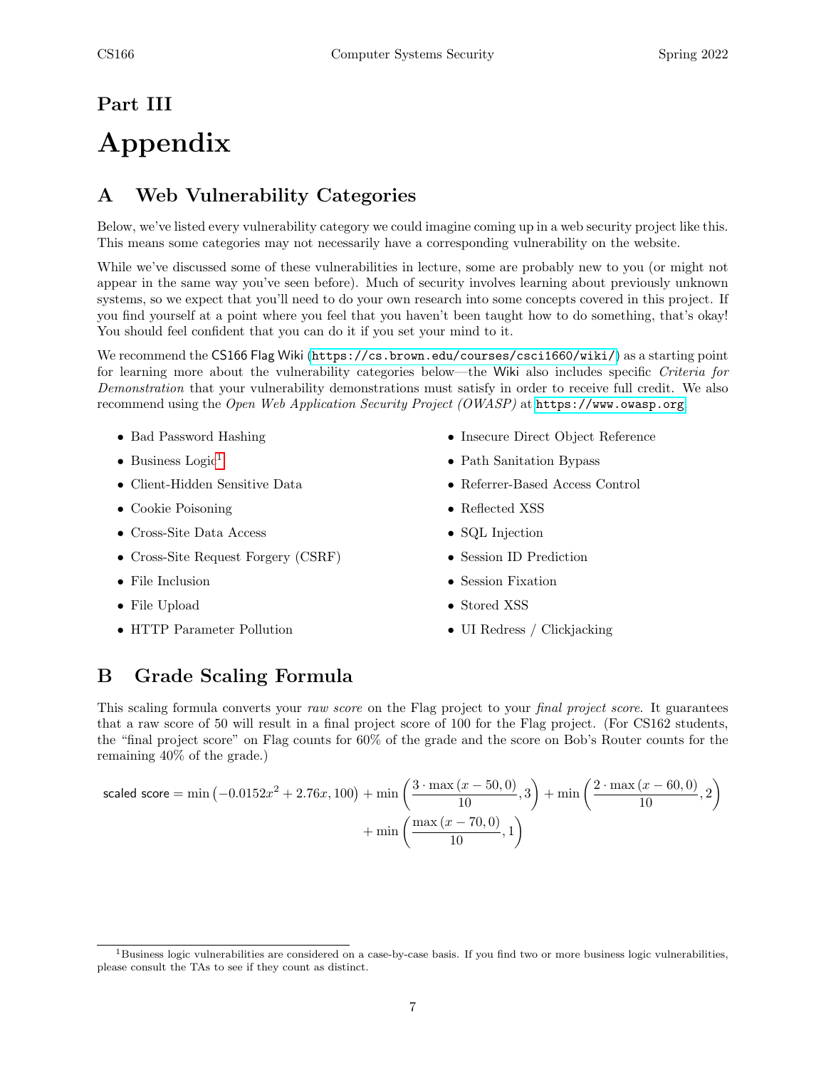# Part III

# Appendix

## A Web Vulnerability Categories

Below, we've listed every vulnerability category we could imagine coming up in a web security project like this. This means some categories may not necessarily have a corresponding vulnerability on the website.

While we've discussed some of these vulnerabilities in lecture, some are probably new to you (or might not appear in the same way you've seen before). Much of security involves learning about previously unknown systems, so we expect that you'll need to do your own research into some concepts covered in this project. If you find yourself at a point where you feel that you haven't been taught how to do something, that's okay! You should feel confident that you can do it if you set your mind to it.

We recommend the CS166 Flag Wiki (`https://cs.brown.edu/courses/csci1660/wiki/`) as a starting point for learning more about the vulnerability categories below—the Wiki also includes specific *Criteria for Demonstration* that your vulnerability demonstrations must satisfy in order to receive full credit. We also recommend using the *Open Web Application Security Project (OWASP)* at `https://www.owasp.org`.

- Bad Password Hashing
- Business Logic[1]
- Client-Hidden Sensitive Data
- Cookie Poisoning
- Cross-Site Data Access
- Cross-Site Request Forgery (CSRF)
- File Inclusion
- File Upload
- HTTP Parameter Pollution
- Insecure Direct Object Reference
- Path Sanitation Bypass
- Referrer-Based Access Control
- Reflected XSS
- SQL Injection
- Session ID Prediction
- Session Fixation
- Stored XSS
- UI Redress / Clickjacking

## B Grade Scaling Formula

This scaling formula converts your *raw score* on the Flag project to your *final project score*. It guarantees that a raw score of 50 will result in a final project score of 100 for the Flag project. (For CS162 students, the "final project score" on Flag counts for 60% of the grade and the score on Bob's Router counts for the remaining 40% of the grade.)

$$\text{scaled score} = \min\left(-0.0152x^2 + 2.76x, 100\right) + \min\left(\frac{3 \cdot \max\left(x - 50, 0\right)}{10}, 3\right) + \min\left(\frac{2 \cdot \max\left(x - 60, 0\right)}{10}, 2\right) + \min\left(\frac{\max\left(x - 70, 0\right)}{10}, 1\right)$$

[1] Business logic vulnerabilities are considered on a case-by-case basis. If you find two or more business logic vulnerabilities, please consult the TAs to see if they count as distinct.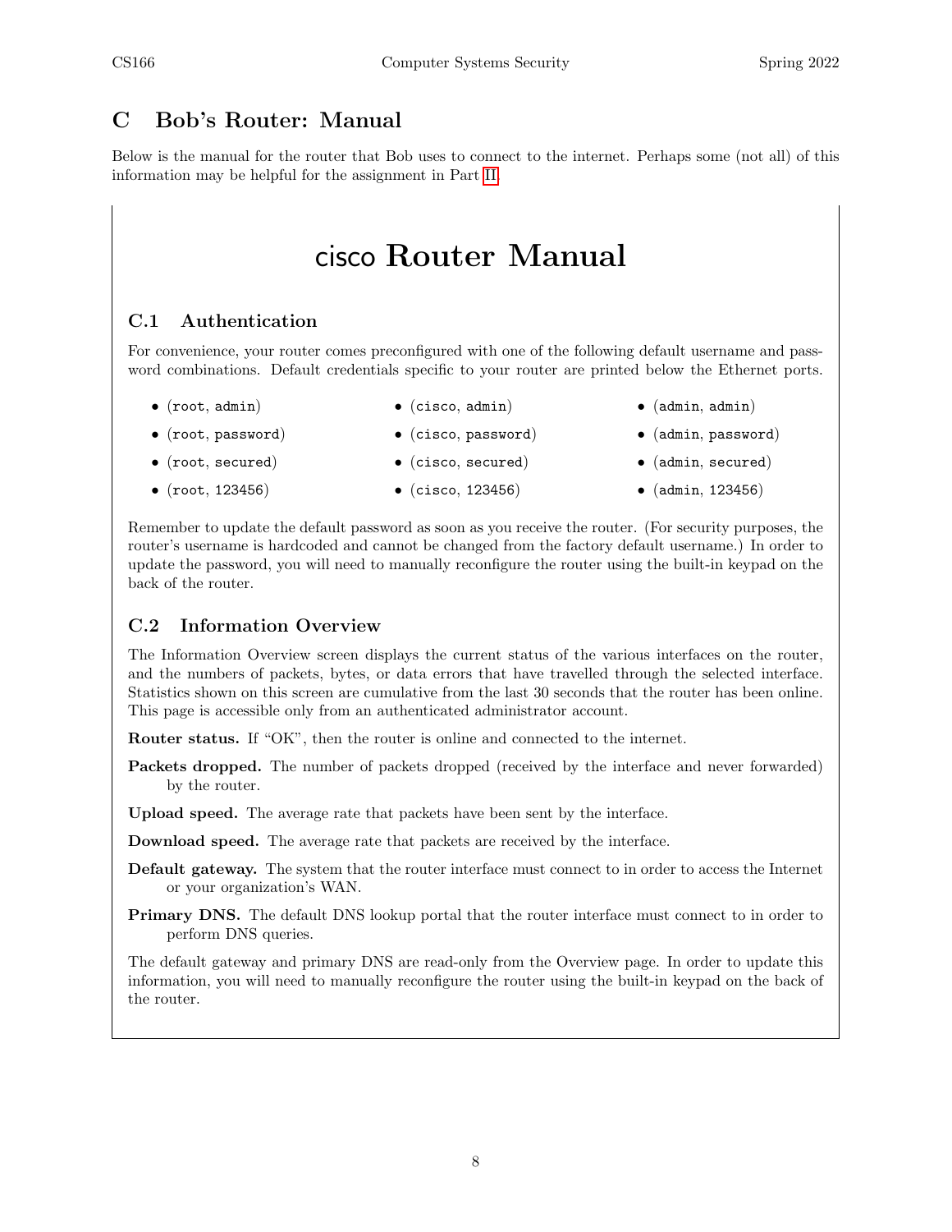## C Bob's Router: Manual

Below is the manual for the router that Bob uses to connect to the internet. Perhaps some (not all) of this information may be helpful for the assignment in Part II.

# cisco Router Manual

### C.1 Authentication

For convenience, your router comes preconfigured with one of the following default username and password combinations. Default credentials specific to your router are printed below the Ethernet ports.

- (`root`, `admin`)
- (`root`, `password`)
- (`root`, `secured`)
- (`root`, `123456`)
- (`cisco`, `admin`)
- (`cisco`, `password`)
- (`cisco`, `secured`)
- (`cisco`, `123456`)
- (`admin`, `admin`)
- (`admin`, `password`)
- (`admin`, `secured`)
- (`admin`, `123456`)

Remember to update the default password as soon as you receive the router. (For security purposes, the router's username is hardcoded and cannot be changed from the factory default username.) In order to update the password, you will need to manually reconfigure the router using the built-in keypad on the back of the router.

### C.2 Information Overview

The Information Overview screen displays the current status of the various interfaces on the router, and the numbers of packets, bytes, or data errors that have travelled through the selected interface. Statistics shown on this screen are cumulative from the last 30 seconds that the router has been online. This page is accessible only from an authenticated administrator account.

**Router status.** If "OK", then the router is online and connected to the internet.

**Packets dropped.** The number of packets dropped (received by the interface and never forwarded) by the router.

**Upload speed.** The average rate that packets have been sent by the interface.

**Download speed.** The average rate that packets are received by the interface.

**Default gateway.** The system that the router interface must connect to in order to access the Internet or your organization's WAN.

**Primary DNS.** The default DNS lookup portal that the router interface must connect to in order to perform DNS queries.

The default gateway and primary DNS are read-only from the Overview page. In order to update this information, you will need to manually reconfigure the router using the built-in keypad on the back of the router.